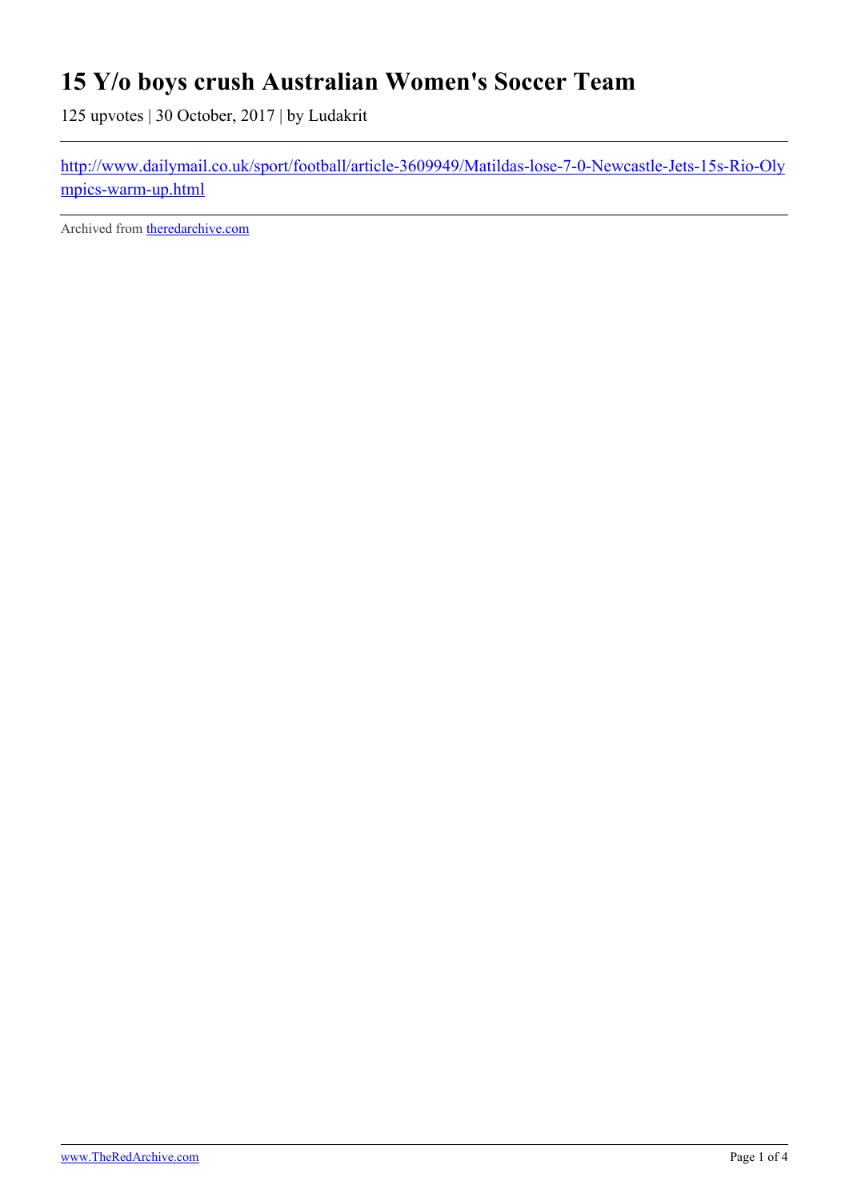# 15 Y/o boys crush Australian Women's Soccer Team

125 upvotes | 30 October, 2017 | by Ludakrit

[http://www.dailymail.co.uk/sport/football/article-3609949/Matildas-lose-7-0-Newcastle-Jets-15s-Rio-Olympics-warm-up.html](http://www.dailymail.co.uk/sport/football/article-3609949/Matildas-lose-7-0-Newcastle-Jets-15s-Rio-Olympics-warm-up.html)

---

Archived from [theredarchive.com](https://theredarchive.com)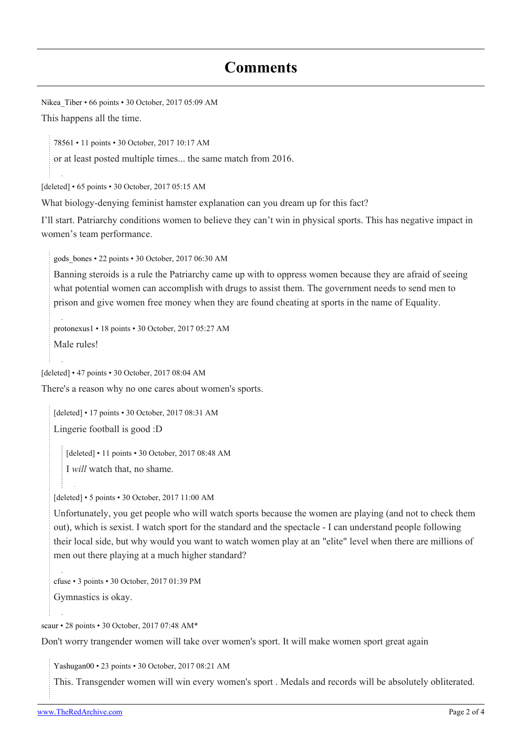# Comments

Nikea_Tiber • 66 points • 30 October, 2017 05:09 AM

This happens all the time.

> 78561 • 11 points • 30 October, 2017 10:17 AM
>
> or at least posted multiple times... the same match from 2016.

[deleted] • 65 points • 30 October, 2017 05:15 AM

What biology-denying feminist hamster explanation can you dream up for this fact?

I'll start. Patriarchy conditions women to believe they can't win in physical sports. This has negative impact in women's team performance.

> gods_bones • 22 points • 30 October, 2017 06:30 AM
>
> Banning steroids is a rule the Patriarchy came up with to oppress women because they are afraid of seeing what potential women can accomplish with drugs to assist them. The government needs to send men to prison and give women free money when they are found cheating at sports in the name of Equality.

> protonexus1 • 18 points • 30 October, 2017 05:27 AM
>
> Male rules!

[deleted] • 47 points • 30 October, 2017 08:04 AM

There's a reason why no one cares about women's sports.

> [deleted] • 17 points • 30 October, 2017 08:31 AM
>
> Lingerie football is good :D
>
> > [deleted] • 11 points • 30 October, 2017 08:48 AM
> >
> > I *will* watch that, no shame.

> [deleted] • 5 points • 30 October, 2017 11:00 AM
>
> Unfortunately, you get people who will watch sports because the women are playing (and not to check them out), which is sexist. I watch sport for the standard and the spectacle - I can understand people following their local side, but why would you want to watch women play at an "elite" level when there are millions of men out there playing at a much higher standard?

> cfuse • 3 points • 30 October, 2017 01:39 PM
>
> Gymnastics is okay.

scaur • 28 points • 30 October, 2017 07:48 AM*

Don't worry trangender women will take over women's sport. It will make women sport great again

> Yashugan00 • 23 points • 30 October, 2017 08:21 AM
>
> This. Transgender women will win every women's sport . Medals and records will be absolutely obliterated.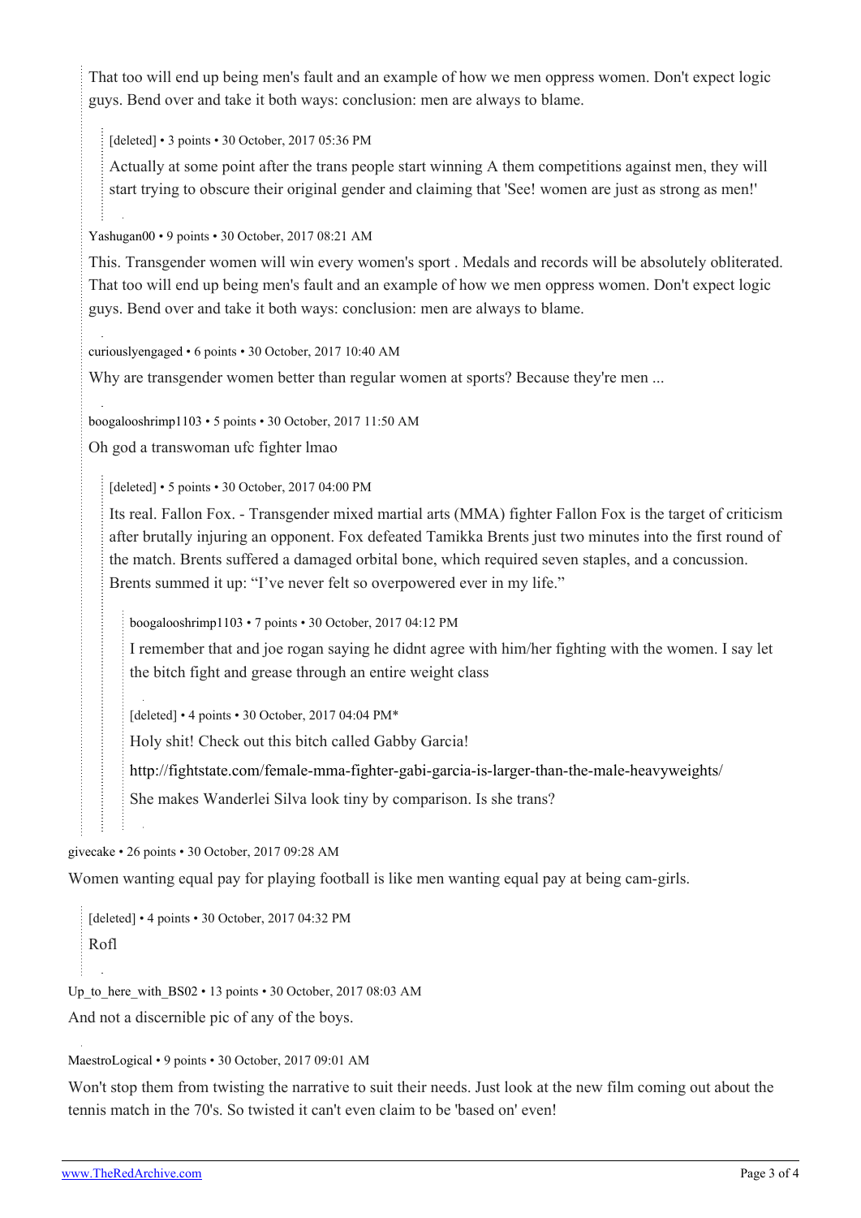That too will end up being men's fault and an example of how we men oppress women. Don't expect logic guys. Bend over and take it both ways: conclusion: men are always to blame.

> [deleted] • 3 points • 30 October, 2017 05:36 PM
>
> Actually at some point after the trans people start winning A them competitions against men, they will start trying to obscure their original gender and claiming that 'See! women are just as strong as men!'

Yashugan00 • 9 points • 30 October, 2017 08:21 AM

This. Transgender women will win every women's sport . Medals and records will be absolutely obliterated. That too will end up being men's fault and an example of how we men oppress women. Don't expect logic guys. Bend over and take it both ways: conclusion: men are always to blame.

curiouslyengaged • 6 points • 30 October, 2017 10:40 AM

Why are transgender women better than regular women at sports? Because they're men ...

boogalooshrimp1103 • 5 points • 30 October, 2017 11:50 AM

Oh god a transwoman ufc fighter lmao

> [deleted] • 5 points • 30 October, 2017 04:00 PM
>
> Its real. Fallon Fox. - Transgender mixed martial arts (MMA) fighter Fallon Fox is the target of criticism after brutally injuring an opponent. Fox defeated Tamikka Brents just two minutes into the first round of the match. Brents suffered a damaged orbital bone, which required seven staples, and a concussion. Brents summed it up: "I've never felt so overpowered ever in my life."
>
> > boogalooshrimp1103 • 7 points • 30 October, 2017 04:12 PM
> >
> > I remember that and joe rogan saying he didnt agree with him/her fighting with the women. I say let the bitch fight and grease through an entire weight class
> >
> > [deleted] • 4 points • 30 October, 2017 04:04 PM*
> >
> > Holy shit! Check out this bitch called Gabby Garcia!
> >
> > http://fightstate.com/female-mma-fighter-gabi-garcia-is-larger-than-the-male-heavyweights/
> >
> > She makes Wanderlei Silva look tiny by comparison. Is she trans?

givecake • 26 points • 30 October, 2017 09:28 AM

Women wanting equal pay for playing football is like men wanting equal pay at being cam-girls.

> [deleted] • 4 points • 30 October, 2017 04:32 PM
>
> Rofl

Up_to_here_with_BS02 • 13 points • 30 October, 2017 08:03 AM

And not a discernible pic of any of the boys.

MaestroLogical • 9 points • 30 October, 2017 09:01 AM

Won't stop them from twisting the narrative to suit their needs. Just look at the new film coming out about the tennis match in the 70's. So twisted it can't even claim to be 'based on' even!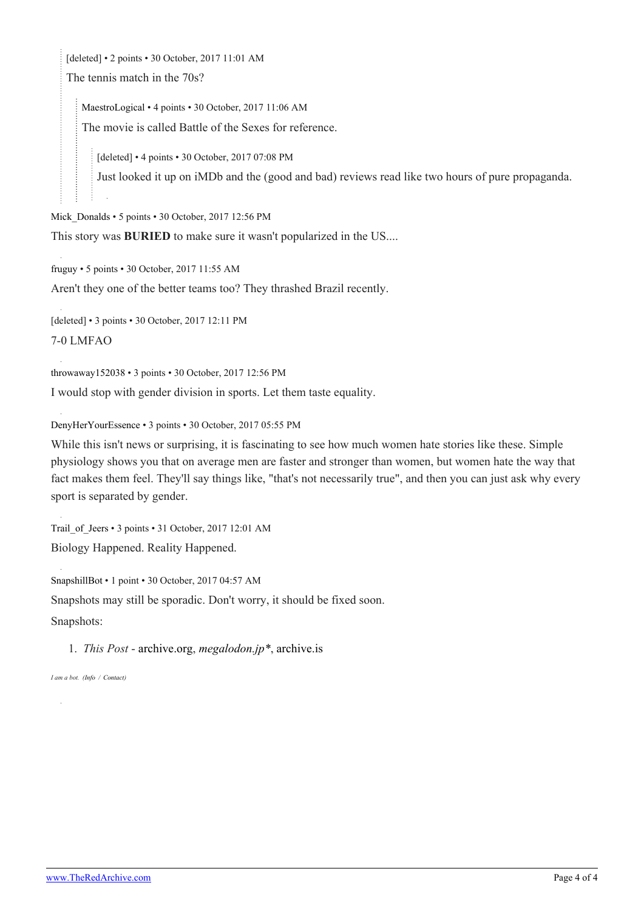> [deleted] • 2 points • 30 October, 2017 11:01 AM
>
> The tennis match in the 70s?
>
> > MaestroLogical • 4 points • 30 October, 2017 11:06 AM
> >
> > The movie is called Battle of the Sexes for reference.
> >
> > > [deleted] • 4 points • 30 October, 2017 07:08 PM
> > >
> > > Just looked it up on iMDb and the (good and bad) reviews read like two hours of pure propaganda.

Mick_Donalds • 5 points • 30 October, 2017 12:56 PM

This story was **BURIED** to make sure it wasn't popularized in the US....

fruguy • 5 points • 30 October, 2017 11:55 AM

Aren't they one of the better teams too? They thrashed Brazil recently.

[deleted] • 3 points • 30 October, 2017 12:11 PM

7-0 LMFAO

throwaway152038 • 3 points • 30 October, 2017 12:56 PM

I would stop with gender division in sports. Let them taste equality.

DenyHerYourEssence • 3 points • 30 October, 2017 05:55 PM

While this isn't news or surprising, it is fascinating to see how much women hate stories like these. Simple physiology shows you that on average men are faster and stronger than women, but women hate the way that fact makes them feel. They'll say things like, "that's not necessarily true", and then you can just ask why every sport is separated by gender.

Trail_of_Jeers • 3 points • 31 October, 2017 12:01 AM

Biology Happened. Reality Happened.

SnapshillBot • 1 point • 30 October, 2017 04:57 AM

Snapshots may still be sporadic. Don't worry, it should be fixed soon.

Snapshots:

1. *This Post* - archive.org, *megalodon.jp**, archive.is

*I am a bot. (Info / Contact)*